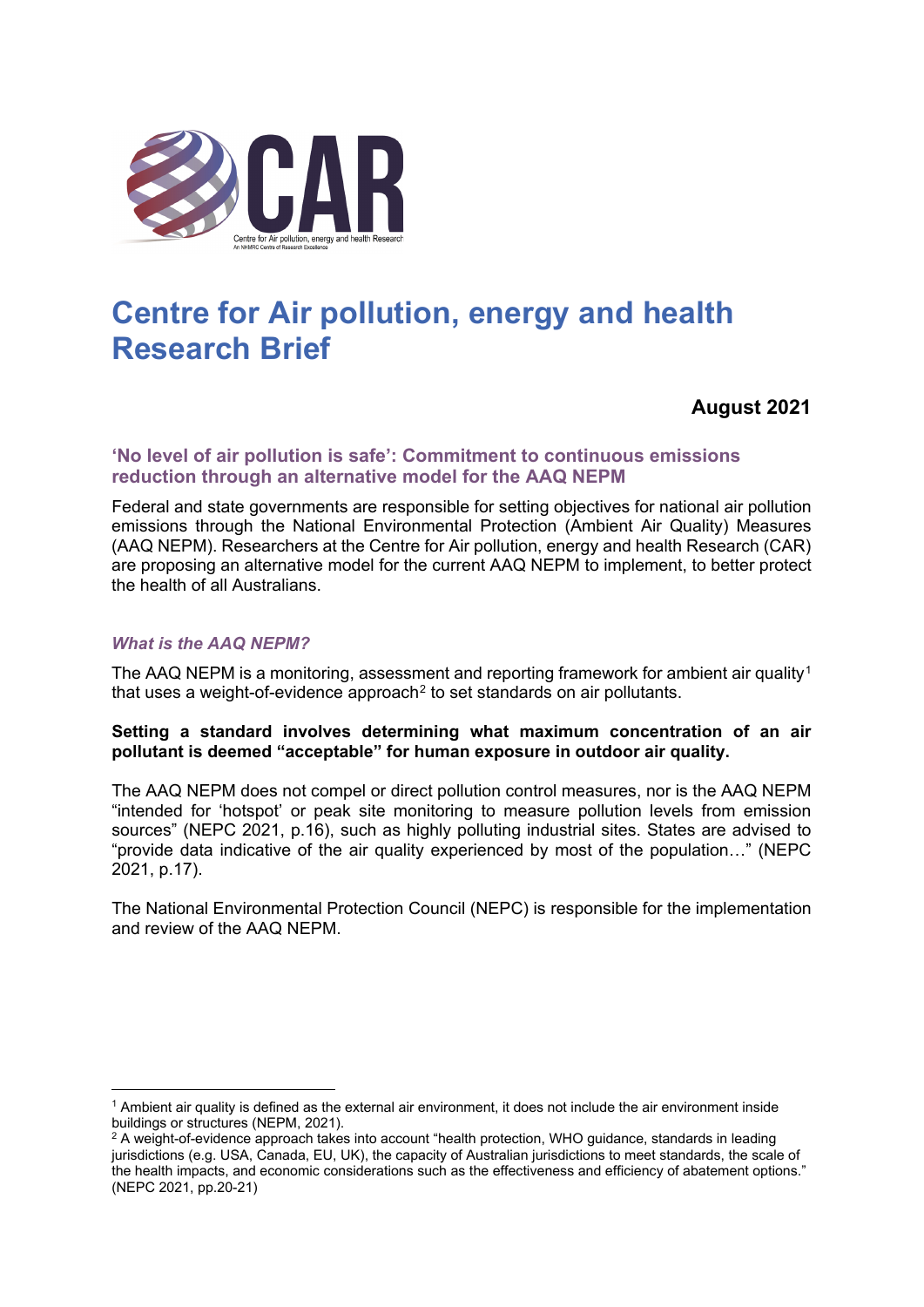# Centre for Air pollution, energy and health Research Brief

**August 2021**

## 'No level of air pollution is safe': Commitment to continuous emissions reduction through an alternative model for the AAQ NEPM

Federal and state governments are responsible for setting objectives for national air pollution emissions through the National Environmental Protection (Ambient Air Quality) Measures (AAQ NEPM). Researchers at the Centre for Air pollution, energy and health Research (CAR) are proposing an alternative model for the current AAQ NEPM to implement, to better protect the health of all Australians.

### *What is the AAQ NEPM?*

The AAQ NEPM is a monitoring, assessment and reporting framework for ambient air quality[1] that uses a weight-of-evidence approach[2] to set standards on air pollutants.

**Setting a standard involves determining what maximum concentration of an air pollutant is deemed "acceptable" for human exposure in outdoor air quality.**

The AAQ NEPM does not compel or direct pollution control measures, nor is the AAQ NEPM "intended for 'hotspot' or peak site monitoring to measure pollution levels from emission sources" (NEPC 2021, p.16), such as highly polluting industrial sites. States are advised to "provide data indicative of the air quality experienced by most of the population…" (NEPC 2021, p.17).

The National Environmental Protection Council (NEPC) is responsible for the implementation and review of the AAQ NEPM.

---

[1] Ambient air quality is defined as the external air environment, it does not include the air environment inside buildings or structures (NEPM, 2021).

[2] A weight-of-evidence approach takes into account "health protection, WHO guidance, standards in leading jurisdictions (e.g. USA, Canada, EU, UK), the capacity of Australian jurisdictions to meet standards, the scale of the health impacts, and economic considerations such as the effectiveness and efficiency of abatement options." (NEPC 2021, pp.20-21)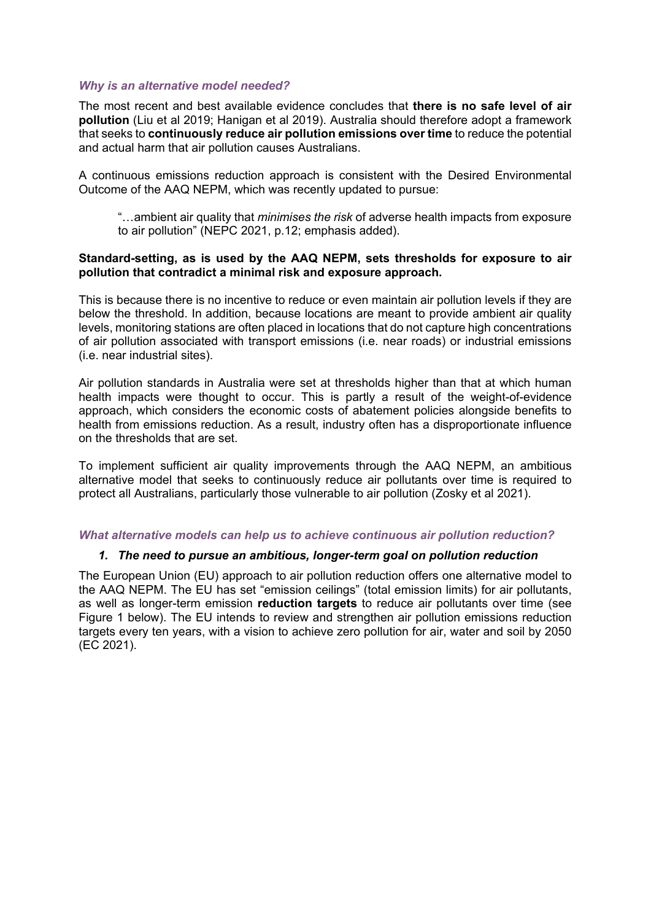### *Why is an alternative model needed?*

The most recent and best available evidence concludes that **there is no safe level of air pollution** (Liu et al 2019; Hanigan et al 2019). Australia should therefore adopt a framework that seeks to **continuously reduce air pollution emissions over time** to reduce the potential and actual harm that air pollution causes Australians.

A continuous emissions reduction approach is consistent with the Desired Environmental Outcome of the AAQ NEPM, which was recently updated to pursue:

> "…ambient air quality that *minimises the risk* of adverse health impacts from exposure to air pollution" (NEPC 2021, p.12; emphasis added).

**Standard-setting, as is used by the AAQ NEPM, sets thresholds for exposure to air pollution that contradict a minimal risk and exposure approach.**

This is because there is no incentive to reduce or even maintain air pollution levels if they are below the threshold. In addition, because locations are meant to provide ambient air quality levels, monitoring stations are often placed in locations that do not capture high concentrations of air pollution associated with transport emissions (i.e. near roads) or industrial emissions (i.e. near industrial sites).

Air pollution standards in Australia were set at thresholds higher than that at which human health impacts were thought to occur. This is partly a result of the weight-of-evidence approach, which considers the economic costs of abatement policies alongside benefits to health from emissions reduction. As a result, industry often has a disproportionate influence on the thresholds that are set.

To implement sufficient air quality improvements through the AAQ NEPM, an ambitious alternative model that seeks to continuously reduce air pollutants over time is required to protect all Australians, particularly those vulnerable to air pollution (Zosky et al 2021).

### *What alternative models can help us to achieve continuous air pollution reduction?*

#### *1. The need to pursue an ambitious, longer-term goal on pollution reduction*

The European Union (EU) approach to air pollution reduction offers one alternative model to the AAQ NEPM. The EU has set "emission ceilings" (total emission limits) for air pollutants, as well as longer-term emission **reduction targets** to reduce air pollutants over time (see Figure 1 below). The EU intends to review and strengthen air pollution emissions reduction targets every ten years, with a vision to achieve zero pollution for air, water and soil by 2050 (EC 2021).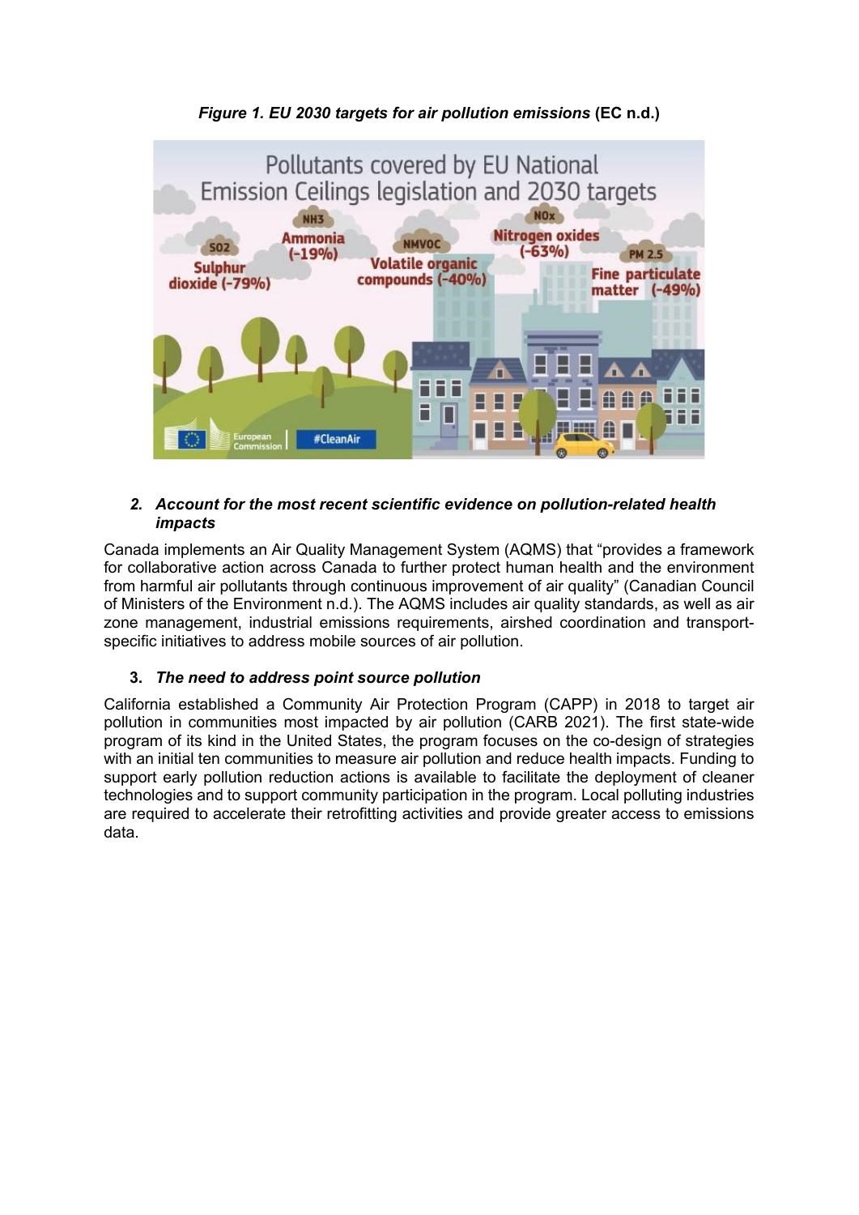***Figure 1. EU 2030 targets for air pollution emissions*** **(EC n.d.)**

2. ***Account for the most recent scientific evidence on pollution-related health impacts***

Canada implements an Air Quality Management System (AQMS) that "provides a framework for collaborative action across Canada to further protect human health and the environment from harmful air pollutants through continuous improvement of air quality" (Canadian Council of Ministers of the Environment n.d.). The AQMS includes air quality standards, as well as air zone management, industrial emissions requirements, airshed coordination and transport-specific initiatives to address mobile sources of air pollution.

3. ***The need to address point source pollution***

California established a Community Air Protection Program (CAPP) in 2018 to target air pollution in communities most impacted by air pollution (CARB 2021). The first state-wide program of its kind in the United States, the program focuses on the co-design of strategies with an initial ten communities to measure air pollution and reduce health impacts. Funding to support early pollution reduction actions is available to facilitate the deployment of cleaner technologies and to support community participation in the program. Local polluting industries are required to accelerate their retrofitting activities and provide greater access to emissions data.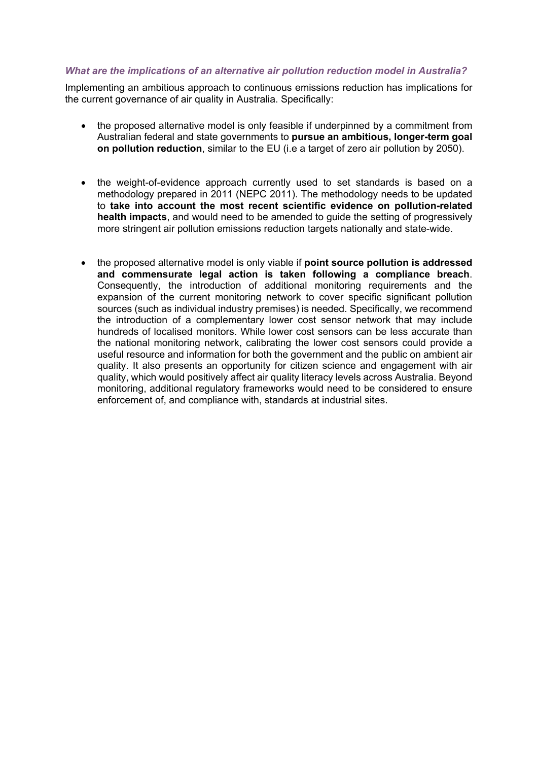### *What are the implications of an alternative air pollution reduction model in Australia?*

Implementing an ambitious approach to continuous emissions reduction has implications for the current governance of air quality in Australia. Specifically:

- the proposed alternative model is only feasible if underpinned by a commitment from Australian federal and state governments to **pursue an ambitious, longer-term goal on pollution reduction**, similar to the EU (i.e a target of zero air pollution by 2050).

- the weight-of-evidence approach currently used to set standards is based on a methodology prepared in 2011 (NEPC 2011). The methodology needs to be updated to **take into account the most recent scientific evidence on pollution-related health impacts**, and would need to be amended to guide the setting of progressively more stringent air pollution emissions reduction targets nationally and state-wide.

- the proposed alternative model is only viable if **point source pollution is addressed and commensurate legal action is taken following a compliance breach**. Consequently, the introduction of additional monitoring requirements and the expansion of the current monitoring network to cover specific significant pollution sources (such as individual industry premises) is needed. Specifically, we recommend the introduction of a complementary lower cost sensor network that may include hundreds of localised monitors. While lower cost sensors can be less accurate than the national monitoring network, calibrating the lower cost sensors could provide a useful resource and information for both the government and the public on ambient air quality. It also presents an opportunity for citizen science and engagement with air quality, which would positively affect air quality literacy levels across Australia. Beyond monitoring, additional regulatory frameworks would need to be considered to ensure enforcement of, and compliance with, standards at industrial sites.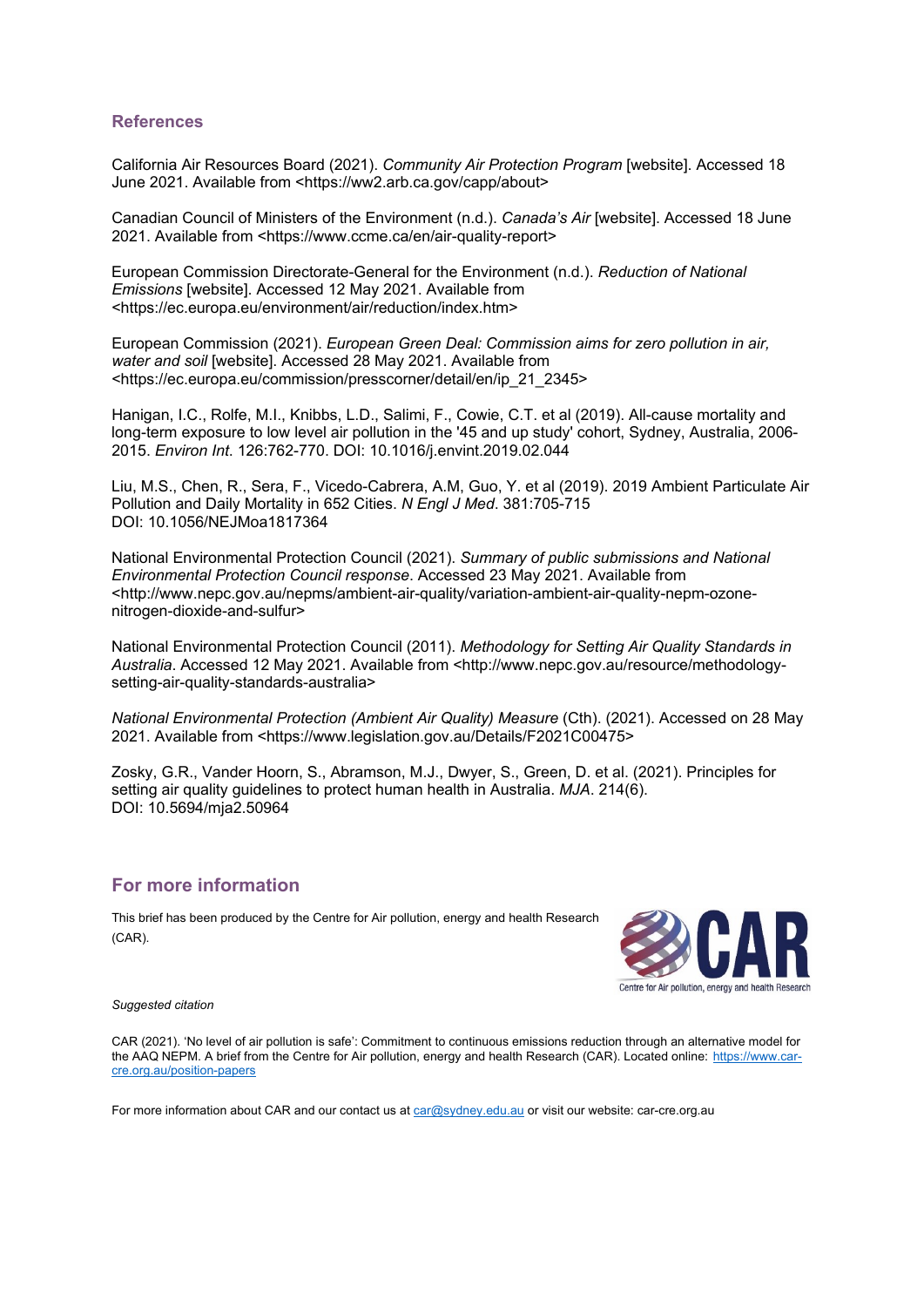## References

California Air Resources Board (2021). *Community Air Protection Program* [website]. Accessed 18 June 2021. Available from <https://ww2.arb.ca.gov/capp/about>

Canadian Council of Ministers of the Environment (n.d.). *Canada's Air* [website]. Accessed 18 June 2021. Available from <https://www.ccme.ca/en/air-quality-report>

European Commission Directorate-General for the Environment (n.d.). *Reduction of National Emissions* [website]. Accessed 12 May 2021. Available from <https://ec.europa.eu/environment/air/reduction/index.htm>

European Commission (2021). *European Green Deal: Commission aims for zero pollution in air, water and soil* [website]. Accessed 28 May 2021. Available from <https://ec.europa.eu/commission/presscorner/detail/en/ip_21_2345>

Hanigan, I.C., Rolfe, M.I., Knibbs, L.D., Salimi, F., Cowie, C.T. et al (2019). All-cause mortality and long-term exposure to low level air pollution in the '45 and up study' cohort, Sydney, Australia, 2006-2015. *Environ Int*. 126:762-770. DOI: 10.1016/j.envint.2019.02.044

Liu, M.S., Chen, R., Sera, F., Vicedo-Cabrera, A.M, Guo, Y. et al (2019). 2019 Ambient Particulate Air Pollution and Daily Mortality in 652 Cities. *N Engl J Med*. 381:705-715 DOI: 10.1056/NEJMoa1817364

National Environmental Protection Council (2021). *Summary of public submissions and National Environmental Protection Council response*. Accessed 23 May 2021. Available from <http://www.nepc.gov.au/nepms/ambient-air-quality/variation-ambient-air-quality-nepm-ozone-nitrogen-dioxide-and-sulfur>

National Environmental Protection Council (2011). *Methodology for Setting Air Quality Standards in Australia*. Accessed 12 May 2021. Available from <http://www.nepc.gov.au/resource/methodology-setting-air-quality-standards-australia>

*National Environmental Protection (Ambient Air Quality) Measure* (Cth). (2021). Accessed on 28 May 2021. Available from <https://www.legislation.gov.au/Details/F2021C00475>

Zosky, G.R., Vander Hoorn, S., Abramson, M.J., Dwyer, S., Green, D. et al. (2021). Principles for setting air quality guidelines to protect human health in Australia. *MJA*. 214(6). DOI: 10.5694/mja2.50964

## For more information

This brief has been produced by the Centre for Air pollution, energy and health Research (CAR).

CAR

Centre for Air pollution, energy and health Research

*Suggested citation*

CAR (2021). 'No level of air pollution is safe': Commitment to continuous emissions reduction through an alternative model for the AAQ NEPM. A brief from the Centre for Air pollution, energy and health Research (CAR). Located online: https://www.car-cre.org.au/position-papers

For more information about CAR and our contact us at car@sydney.edu.au or visit our website: car-cre.org.au